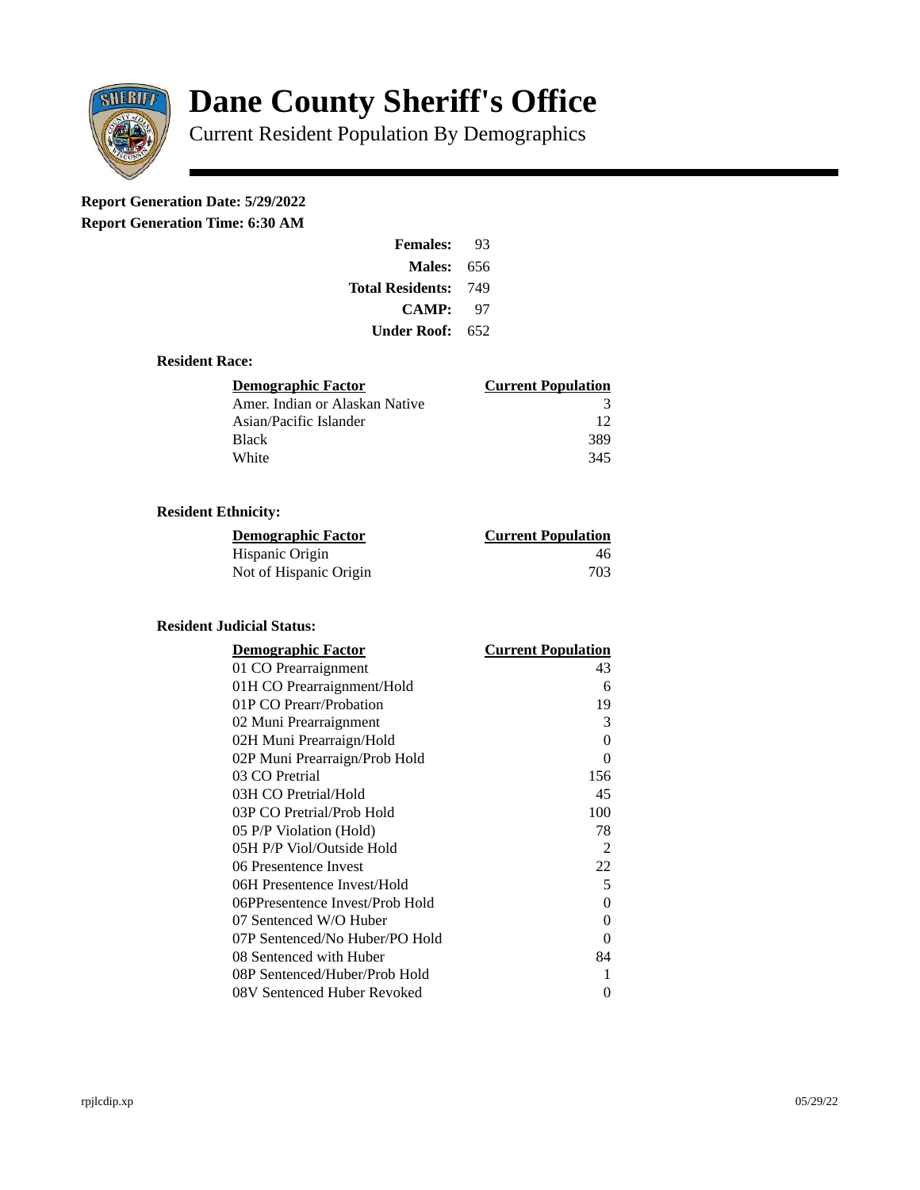# Dane County Sheriff's Office

Current Resident Population By Demographics

**Report Generation Date: 5/29/2022**

**Report Generation Time: 6:30 AM**

| | |
|---|---|
| **Females:** | 93 |
| **Males:** | 656 |
| **Total Residents:** | 749 |
| **CAMP:** | 97 |
| **Under Roof:** | 652 |

### Resident Race:

| Demographic Factor | Current Population |
|---|---|
| Amer. Indian or Alaskan Native | 3 |
| Asian/Pacific Islander | 12 |
| Black | 389 |
| White | 345 |

### Resident Ethnicity:

| Demographic Factor | Current Population |
|---|---|
| Hispanic Origin | 46 |
| Not of Hispanic Origin | 703 |

### Resident Judicial Status:

| Demographic Factor | Current Population |
|---|---|
| 01 CO Prearraignment | 43 |
| 01H CO Prearraignment/Hold | 6 |
| 01P CO Prearr/Probation | 19 |
| 02 Muni Prearraignment | 3 |
| 02H Muni Prearraign/Hold | 0 |
| 02P Muni Prearraign/Prob Hold | 0 |
| 03 CO Pretrial | 156 |
| 03H CO Pretrial/Hold | 45 |
| 03P CO Pretrial/Prob Hold | 100 |
| 05 P/P Violation (Hold) | 78 |
| 05H P/P Viol/Outside Hold | 2 |
| 06 Presentence Invest | 22 |
| 06H Presentence Invest/Hold | 5 |
| 06PPresentence Invest/Prob Hold | 0 |
| 07 Sentenced W/O Huber | 0 |
| 07P Sentenced/No Huber/PO Hold | 0 |
| 08 Sentenced with Huber | 84 |
| 08P Sentenced/Huber/Prob Hold | 1 |
| 08V Sentenced Huber Revoked | 0 |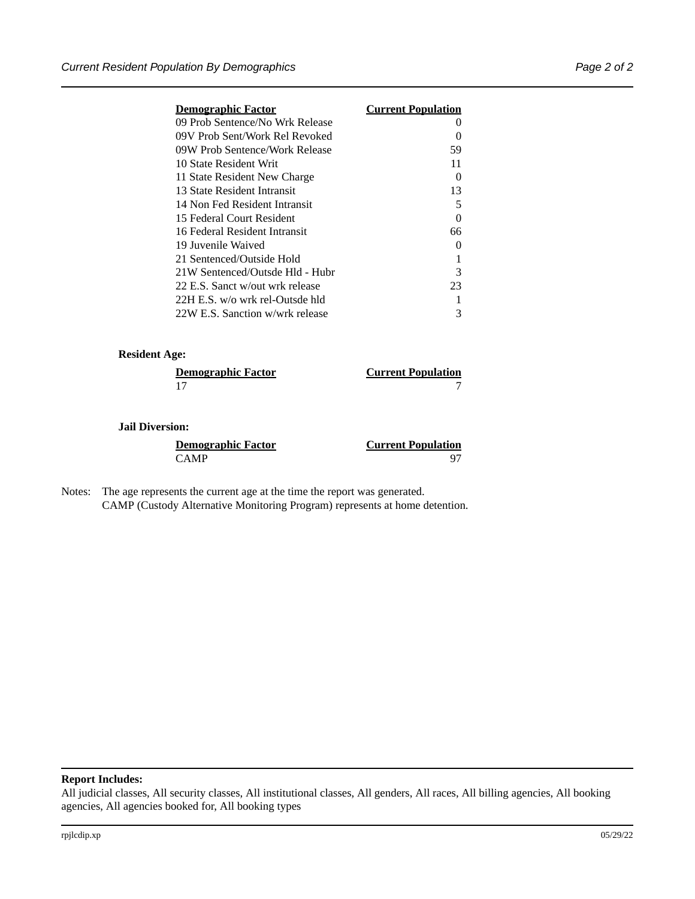| Demographic Factor | Current Population |
| --- | --- |
| 09 Prob Sentence/No Wrk Release | 0 |
| 09V Prob Sent/Work Rel Revoked | 0 |
| 09W Prob Sentence/Work Release | 59 |
| 10 State Resident Writ | 11 |
| 11 State Resident New Charge | 0 |
| 13 State Resident Intransit | 13 |
| 14 Non Fed Resident Intransit | 5 |
| 15 Federal Court Resident | 0 |
| 16 Federal Resident Intransit | 66 |
| 19 Juvenile Waived | 0 |
| 21 Sentenced/Outside Hold | 1 |
| 21W Sentenced/Outsde Hld - Hubr | 3 |
| 22 E.S. Sanct w/out wrk release | 23 |
| 22H E.S. w/o wrk rel-Outsde hld | 1 |
| 22W E.S. Sanction w/wrk release | 3 |

**Resident Age:**

| Demographic Factor | Current Population |
| --- | --- |
| 17 | 7 |

**Jail Diversion:**

| Demographic Factor | Current Population |
| --- | --- |
| CAMP | 97 |

Notes: The age represents the current age at the time the report was generated.
CAMP (Custody Alternative Monitoring Program) represents at home detention.

**Report Includes:**
All judicial classes, All security classes, All institutional classes, All genders, All races, All billing agencies, All booking agencies, All agencies booked for, All booking types

rpjlcdip.xp 05/29/22